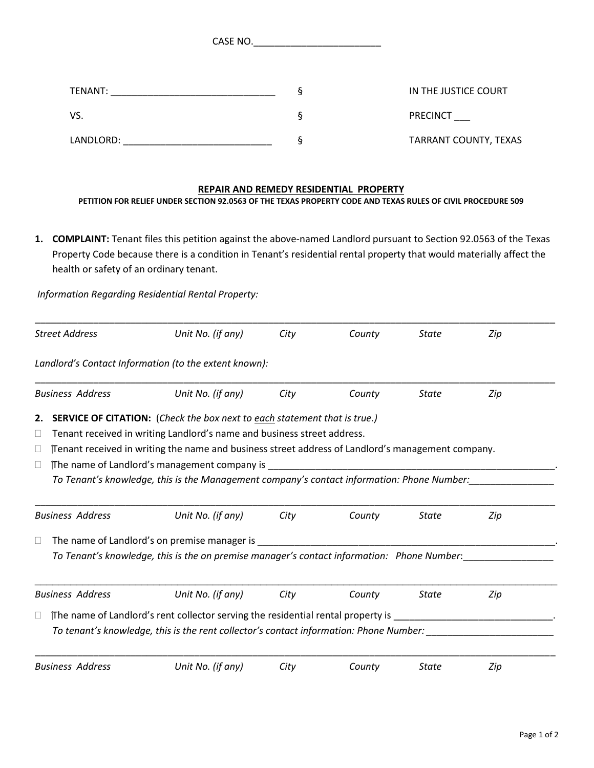CASE NO.________________________

| | | |
|---|---|---|
| TENANT: _______________________________ | § | IN THE JUSTICE COURT |
| VS. | § | PRECINCT ___ |
| LANDLORD: ____________________________ | § | TARRANT COUNTY, TEXAS |

## REPAIR AND REMEDY RESIDENTIAL PROPERTY

**PETITION FOR RELIEF UNDER SECTION 92.0563 OF THE TEXAS PROPERTY CODE AND TEXAS RULES OF CIVIL PROCEDURE 509**

1. **COMPLAINT:** Tenant files this petition against the above-named Landlord pursuant to Section 92.0563 of the Texas Property Code because there is a condition in Tenant's residential rental property that would materially affect the health or safety of an ordinary tenant.

*Information Regarding Residential Rental Property:*

_____________________________________________________________________________________________

*Street Address* *Unit No. (if any)* *City* *County* *State* *Zip*

*Landlord's Contact Information (to the extent known):*

_____________________________________________________________________________________________

*Business Address* *Unit No. (if any)* *City* *County* *State* *Zip*

2. **SERVICE OF CITATION:** (*Check the box next to each statement that is true.)*

☐ Tenant received in writing Landlord's name and business street address.

☐ Tenant received in writing the name and business street address of Landlord's management company.

☐ The name of Landlord's management company is ________________________________________________________.
*To Tenant's knowledge, this is the Management company's contact information: Phone Number:*________________

_____________________________________________________________________________________________

*Business Address* *Unit No. (if any)* *City* *County* *State* *Zip*

☐ The name of Landlord's on premise manager is __________________________________________________________.
*To Tenant's knowledge, this is the on premise manager's contact information: Phone Number*:_________________

_____________________________________________________________________________________________

*Business Address* *Unit No. (if any)* *City* *County* *State* *Zip*

☐ The name of Landlord's rent collector serving the residential rental property is ______________________________.
*To tenant's knowledge, this is the rent collector's contact information: Phone Number:* ________________________

_____________________________________________________________________________________________

*Business Address* *Unit No. (if any)* *City* *County* *State* *Zip*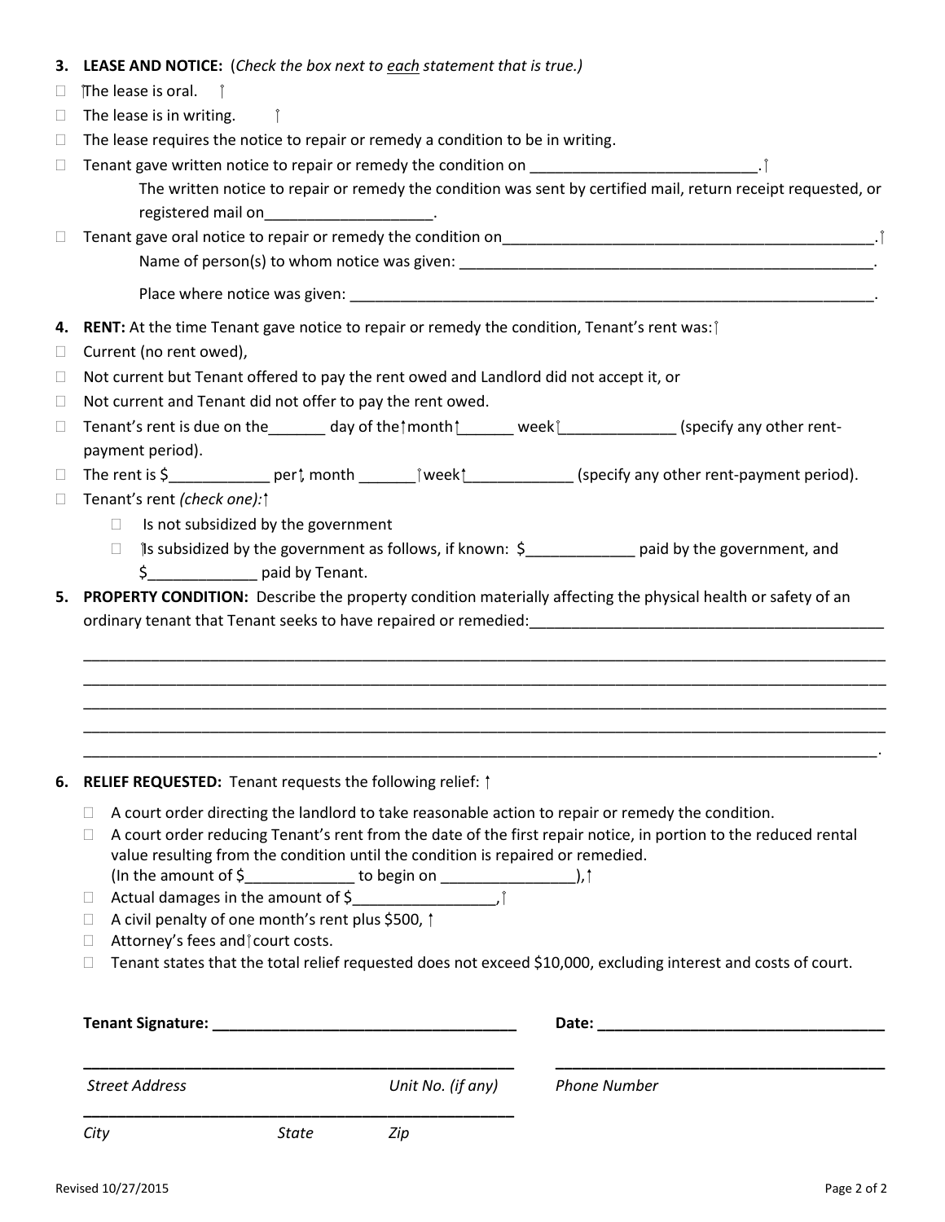3. **LEASE AND NOTICE:** (*Check the box next to each statement that is true.*)

- ☐ The lease is oral.
- ☐ The lease is in writing.
- ☐ The lease requires the notice to repair or remedy a condition to be in writing.
- ☐ Tenant gave written notice to repair or remedy the condition on ___________________________.
  
  The written notice to repair or remedy the condition was sent by certified mail, return receipt requested, or registered mail on____________________.
- ☐ Tenant gave oral notice to repair or remedy the condition on_____________________________________________.
  
  Name of person(s) to whom notice was given: ___________________________________________________.
  
  Place where notice was given: _________________________________________________________________.

4. **RENT:** At the time Tenant gave notice to repair or remedy the condition, Tenant's rent was:

- ☐ Current (no rent owed),
- ☐ Not current but Tenant offered to pay the rent owed and Landlord did not accept it, or
- ☐ Not current and Tenant did not offer to pay the rent owed.
- ☐ Tenant's rent is due on the_______ day of the month_______ week______________ (specify any other rent-payment period).
- ☐ The rent is $____________ per month _______ week_____________ (specify any other rent-payment period).
- ☐ Tenant's rent *(check one):*
  - ☐ Is not subsidized by the government
  - ☐ Is subsidized by the government as follows, if known: $_____________ paid by the government, and $_____________ paid by Tenant.

5. **PROPERTY CONDITION:** Describe the property condition materially affecting the physical health or safety of an ordinary tenant that Tenant seeks to have repaired or remedied:___________________________________________

_____________________________________________________________________________________________

_____________________________________________________________________________________________

_____________________________________________________________________________________________

_____________________________________________________________________________________________

____________________________________________________________________________________________.

6. **RELIEF REQUESTED:** Tenant requests the following relief:

- ☐ A court order directing the landlord to take reasonable action to repair or remedy the condition.
- ☐ A court order reducing Tenant's rent from the date of the first repair notice, in portion to the reduced rental value resulting from the condition until the condition is repaired or remedied. (In the amount of $_____________ to begin on ________________),
- ☐ Actual damages in the amount of $_________________,
- ☐ A civil penalty of one month's rent plus $500,
- ☐ Attorney's fees and court costs.
- ☐ Tenant states that the total relief requested does not exceed $10,000, excluding interest and costs of court.

**Tenant Signature:** _____________________________________ **Date:** ___________________________________

_____________________________________________________ _______________________________________

*Street Address* *Unit No. (if any)* *Phone Number*

_____________________________________________________

*City* *State* *Zip*

Revised 10/27/2015